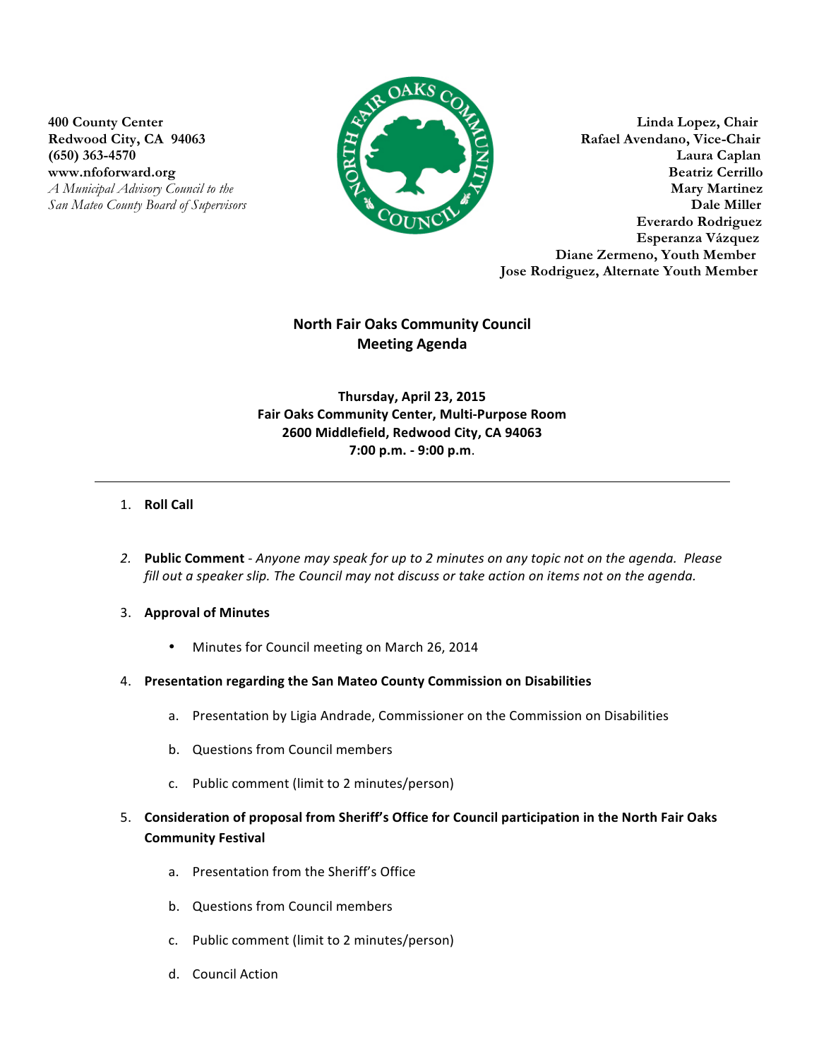**400 County Center**
**Redwood City, CA 94063**
**(650) 363-4570**
**www.nfoforward.org**
*A Municipal Advisory Council to the San Mateo County Board of Supervisors*

**Linda Lopez, Chair**
**Rafael Avendano, Vice-Chair**
**Laura Caplan**
**Beatriz Cerrillo**
**Mary Martinez**
**Dale Miller**
**Everardo Rodriguez**
**Esperanza Vázquez**
**Diane Zermeno, Youth Member**
**Jose Rodriguez, Alternate Youth Member**

# North Fair Oaks Community Council
## Meeting Agenda

**Thursday, April 23, 2015**
**Fair Oaks Community Center, Multi-Purpose Room**
**2600 Middlefield, Redwood City, CA 94063**
**7:00 p.m. - 9:00 p.m.**

---

1. **Roll Call**

2. **Public Comment** - *Anyone may speak for up to 2 minutes on any topic not on the agenda. Please fill out a speaker slip. The Council may not discuss or take action on items not on the agenda.*

3. **Approval of Minutes**
   - Minutes for Council meeting on March 26, 2014

4. **Presentation regarding the San Mateo County Commission on Disabilities**
   a. Presentation by Ligia Andrade, Commissioner on the Commission on Disabilities
   b. Questions from Council members
   c. Public comment (limit to 2 minutes/person)

5. **Consideration of proposal from Sheriff's Office for Council participation in the North Fair Oaks Community Festival**
   a. Presentation from the Sheriff's Office
   b. Questions from Council members
   c. Public comment (limit to 2 minutes/person)
   d. Council Action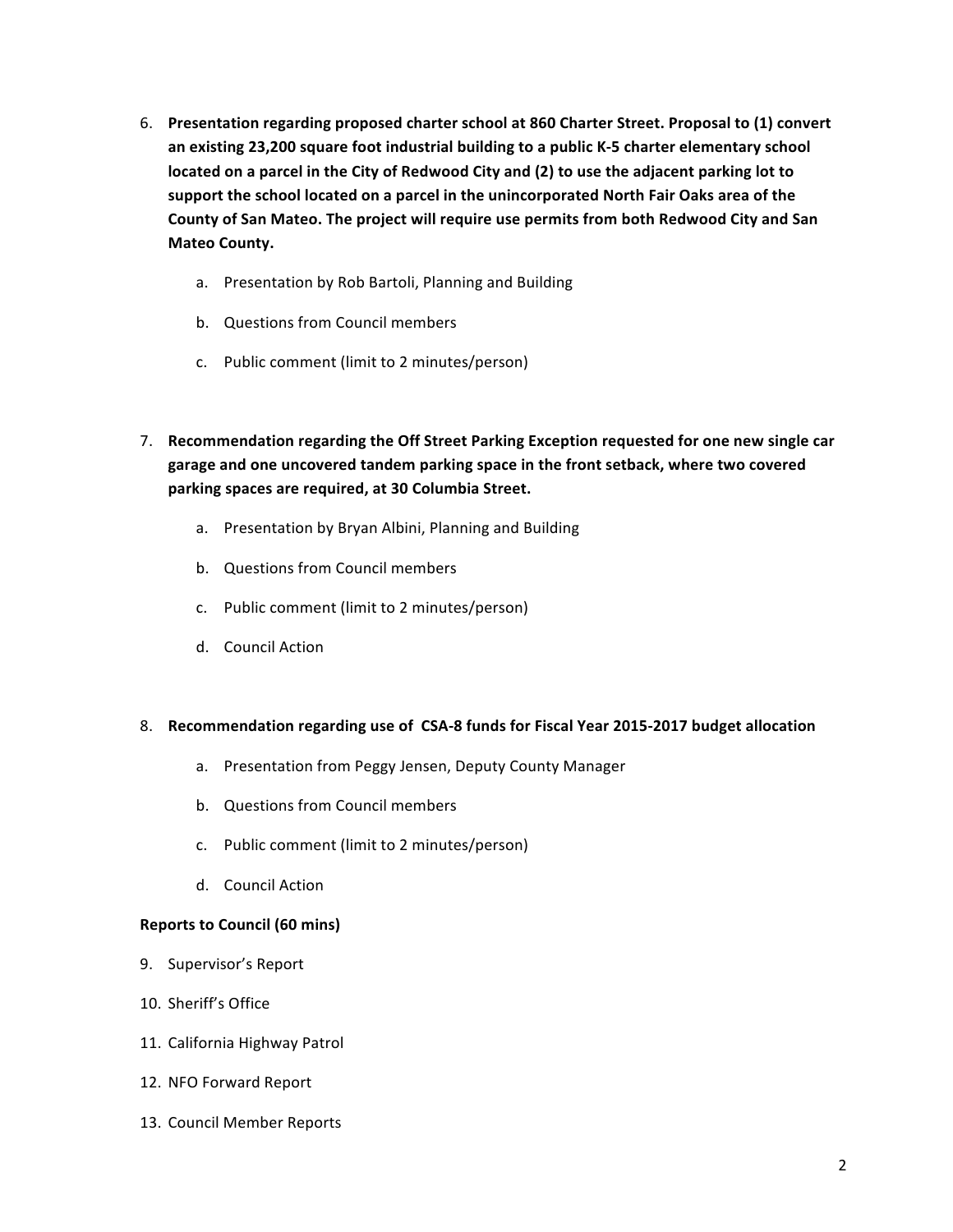6. **Presentation regarding proposed charter school at 860 Charter Street. Proposal to (1) convert an existing 23,200 square foot industrial building to a public K-5 charter elementary school located on a parcel in the City of Redwood City and (2) to use the adjacent parking lot to support the school located on a parcel in the unincorporated North Fair Oaks area of the County of San Mateo. The project will require use permits from both Redwood City and San Mateo County.**

   a. Presentation by Rob Bartoli, Planning and Building

   b. Questions from Council members

   c. Public comment (limit to 2 minutes/person)

7. **Recommendation regarding the Off Street Parking Exception requested for one new single car garage and one uncovered tandem parking space in the front setback, where two covered parking spaces are required, at 30 Columbia Street.**

   a. Presentation by Bryan Albini, Planning and Building

   b. Questions from Council members

   c. Public comment (limit to 2 minutes/person)

   d. Council Action

8. **Recommendation regarding use of CSA-8 funds for Fiscal Year 2015-2017 budget allocation**

   a. Presentation from Peggy Jensen, Deputy County Manager

   b. Questions from Council members

   c. Public comment (limit to 2 minutes/person)

   d. Council Action

**Reports to Council (60 mins)**

9. Supervisor's Report
10. Sheriff's Office
11. California Highway Patrol
12. NFO Forward Report
13. Council Member Reports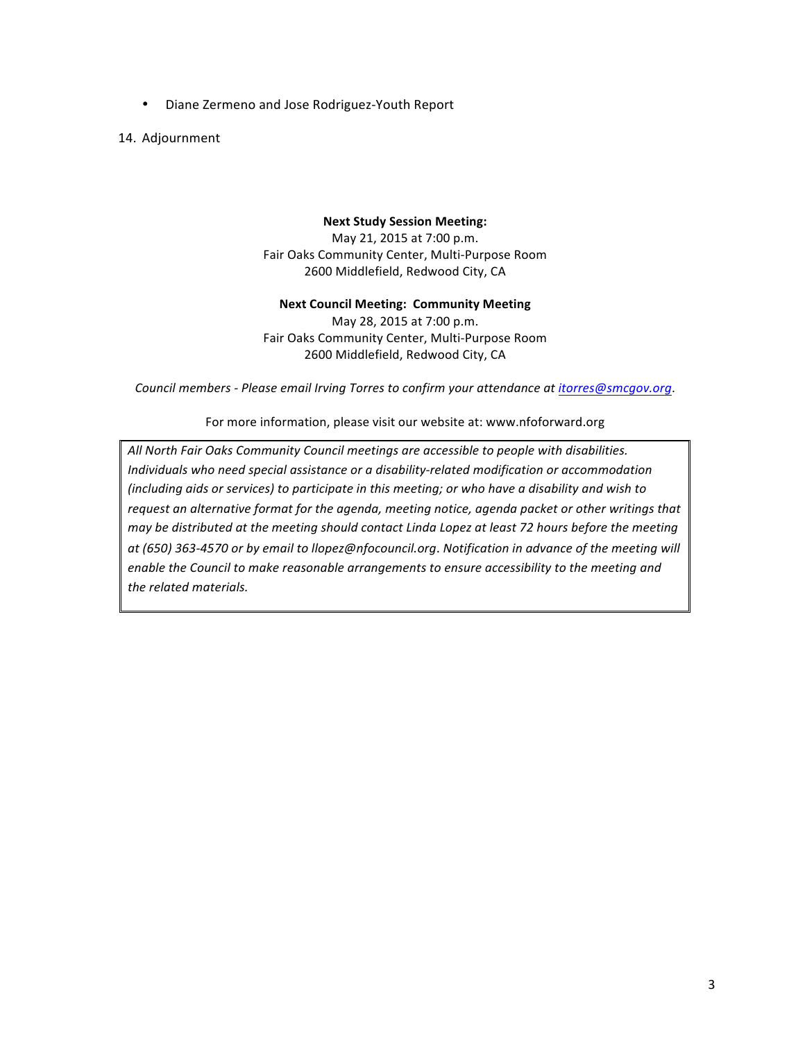- Diane Zermeno and Jose Rodriguez-Youth Report

14. Adjournment

**Next Study Session Meeting:**
May 21, 2015 at 7:00 p.m.
Fair Oaks Community Center, Multi-Purpose Room
2600 Middlefield, Redwood City, CA

**Next Council Meeting: Community Meeting**
May 28, 2015 at 7:00 p.m.
Fair Oaks Community Center, Multi-Purpose Room
2600 Middlefield, Redwood City, CA

*Council members - Please email Irving Torres to confirm your attendance at itorres@smcgov.org.*

For more information, please visit our website at: www.nfoforward.org

*All North Fair Oaks Community Council meetings are accessible to people with disabilities. Individuals who need special assistance or a disability-related modification or accommodation (including aids or services) to participate in this meeting; or who have a disability and wish to request an alternative format for the agenda, meeting notice, agenda packet or other writings that may be distributed at the meeting should contact Linda Lopez at least 72 hours before the meeting at (650) 363-4570 or by email to llopez@nfocouncil.org. Notification in advance of the meeting will enable the Council to make reasonable arrangements to ensure accessibility to the meeting and the related materials.*